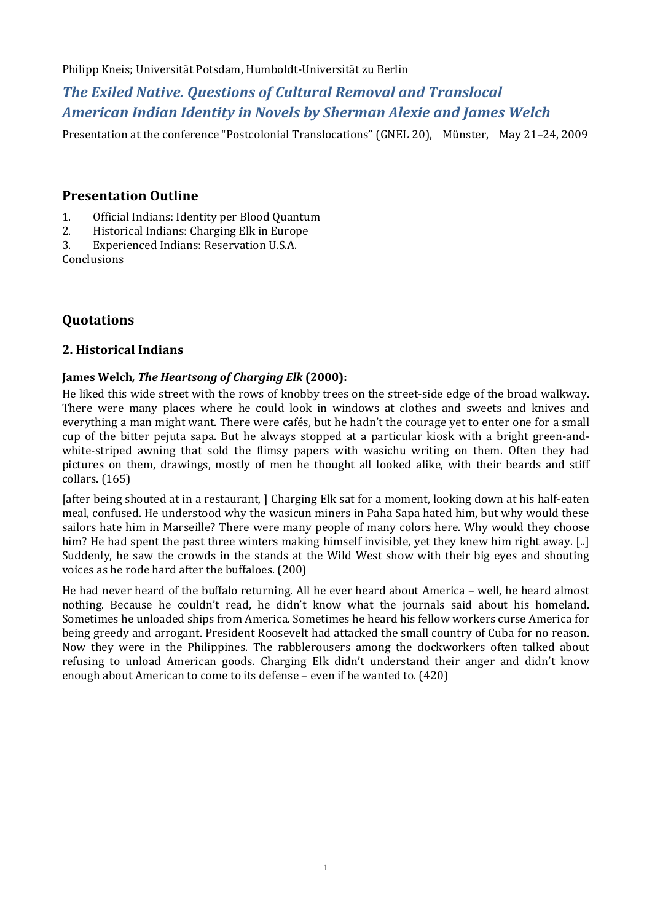Philipp Kneis; Universität Potsdam, Humboldt-Universität zu Berlin

# *The Exiled Native. Questions of Cultural Removal and Translocal American Indian Identity in Novels by Sherman Alexie and James Welch*

Presentation at the conference "Postcolonial Translocations" (GNEL 20), Münster, May 21–24, 2009

## Presentation Outline

1. Official Indians: Identity per Blood Quantum
2. Historical Indians: Charging Elk in Europe
3. Experienced Indians: Reservation U.S.A.

Conclusions

## Quotations

### 2. Historical Indians

**James Welch*, The Heartsong of Charging Elk* (2000):**

He liked this wide street with the rows of knobby trees on the street-side edge of the broad walkway. There were many places where he could look in windows at clothes and sweets and knives and everything a man might want. There were cafés, but he hadn't the courage yet to enter one for a small cup of the bitter pejuta sapa. But he always stopped at a particular kiosk with a bright green-and-white-striped awning that sold the flimsy papers with wasichu writing on them. Often they had pictures on them, drawings, mostly of men he thought all looked alike, with their beards and stiff collars. (165)

[after being shouted at in a restaurant, ] Charging Elk sat for a moment, looking down at his half-eaten meal, confused. He understood why the wasicun miners in Paha Sapa hated him, but why would these sailors hate him in Marseille? There were many people of many colors here. Why would they choose him? He had spent the past three winters making himself invisible, yet they knew him right away. [..] Suddenly, he saw the crowds in the stands at the Wild West show with their big eyes and shouting voices as he rode hard after the buffaloes. (200)

He had never heard of the buffalo returning. All he ever heard about America – well, he heard almost nothing. Because he couldn't read, he didn't know what the journals said about his homeland. Sometimes he unloaded ships from America. Sometimes he heard his fellow workers curse America for being greedy and arrogant. President Roosevelt had attacked the small country of Cuba for no reason. Now they were in the Philippines. The rabblerousers among the dockworkers often talked about refusing to unload American goods. Charging Elk didn't understand their anger and didn't know enough about American to come to its defense – even if he wanted to. (420)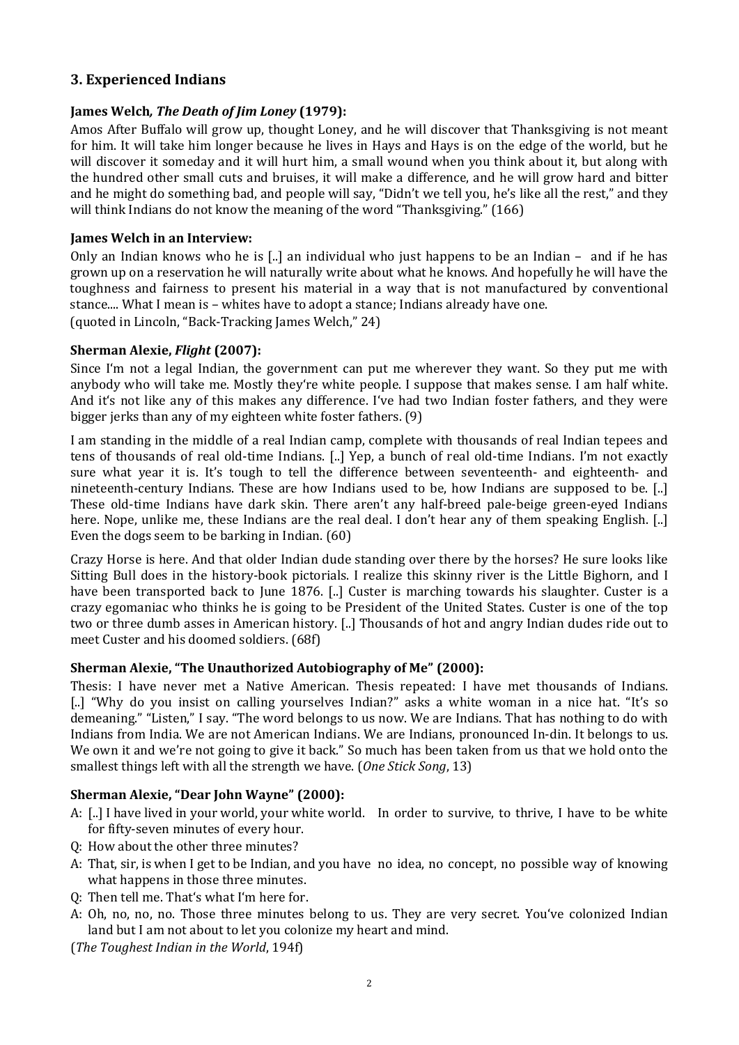## 3. Experienced Indians

### James Welch, *The Death of Jim Loney* (1979):

Amos After Buffalo will grow up, thought Loney, and he will discover that Thanksgiving is not meant for him. It will take him longer because he lives in Hays and Hays is on the edge of the world, but he will discover it someday and it will hurt him, a small wound when you think about it, but along with the hundred other small cuts and bruises, it will make a difference, and he will grow hard and bitter and he might do something bad, and people will say, "Didn't we tell you, he's like all the rest," and they will think Indians do not know the meaning of the word "Thanksgiving." (166)

### James Welch in an Interview:

Only an Indian knows who he is [..] an individual who just happens to be an Indian – and if he has grown up on a reservation he will naturally write about what he knows. And hopefully he will have the toughness and fairness to present his material in a way that is not manufactured by conventional stance.... What I mean is – whites have to adopt a stance; Indians already have one.
(quoted in Lincoln, "Back-Tracking James Welch," 24)

### Sherman Alexie, *Flight* (2007):

Since I'm not a legal Indian, the government can put me wherever they want. So they put me with anybody who will take me. Mostly they're white people. I suppose that makes sense. I am half white. And it's not like any of this makes any difference. I've had two Indian foster fathers, and they were bigger jerks than any of my eighteen white foster fathers. (9)

I am standing in the middle of a real Indian camp, complete with thousands of real Indian tepees and tens of thousands of real old-time Indians. [..] Yep, a bunch of real old-time Indians. I'm not exactly sure what year it is. It's tough to tell the difference between seventeenth- and eighteenth- and nineteenth-century Indians. These are how Indians used to be, how Indians are supposed to be. [..] These old-time Indians have dark skin. There aren't any half-breed pale-beige green-eyed Indians here. Nope, unlike me, these Indians are the real deal. I don't hear any of them speaking English. [..] Even the dogs seem to be barking in Indian. (60)

Crazy Horse is here. And that older Indian dude standing over there by the horses? He sure looks like Sitting Bull does in the history-book pictorials. I realize this skinny river is the Little Bighorn, and I have been transported back to June 1876. [..] Custer is marching towards his slaughter. Custer is a crazy egomaniac who thinks he is going to be President of the United States. Custer is one of the top two or three dumb asses in American history. [..] Thousands of hot and angry Indian dudes ride out to meet Custer and his doomed soldiers. (68f)

### Sherman Alexie, "The Unauthorized Autobiography of Me" (2000):

Thesis: I have never met a Native American. Thesis repeated: I have met thousands of Indians. [..] "Why do you insist on calling yourselves Indian?" asks a white woman in a nice hat. "It's so demeaning." "Listen," I say. "The word belongs to us now. We are Indians. That has nothing to do with Indians from India. We are not American Indians. We are Indians, pronounced In-din. It belongs to us. We own it and we're not going to give it back." So much has been taken from us that we hold onto the smallest things left with all the strength we have. (*One Stick Song*, 13)

### Sherman Alexie, "Dear John Wayne" (2000):

- A: [..] I have lived in your world, your white world. In order to survive, to thrive, I have to be white for fifty-seven minutes of every hour.
- Q: How about the other three minutes?
- A: That, sir, is when I get to be Indian, and you have no idea, no concept, no possible way of knowing what happens in those three minutes.
- Q: Then tell me. That's what I'm here for.
- A: Oh, no, no, no. Those three minutes belong to us. They are very secret. You've colonized Indian land but I am not about to let you colonize my heart and mind.

(*The Toughest Indian in the World*, 194f)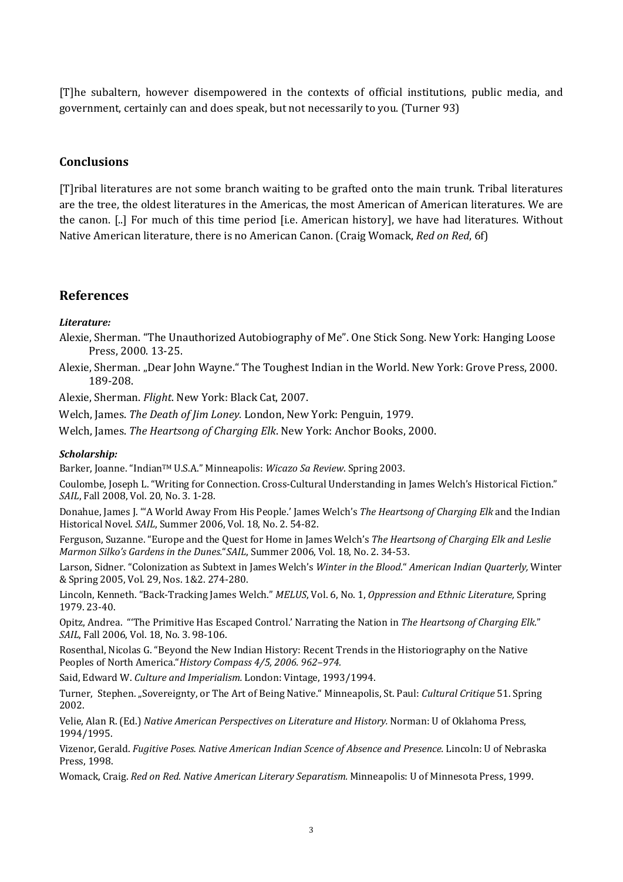[T]he subaltern, however disempowered in the contexts of official institutions, public media, and government, certainly can and does speak, but not necessarily to you. (Turner 93)

## Conclusions

[T]ribal literatures are not some branch waiting to be grafted onto the main trunk. Tribal literatures are the tree, the oldest literatures in the Americas, the most American of American literatures. We are the canon. [..] For much of this time period [i.e. American history], we have had literatures. Without Native American literature, there is no American Canon. (Craig Womack, *Red on Red*, 6f)

# References

***Literature:***

Alexie, Sherman. "The Unauthorized Autobiography of Me". One Stick Song. New York: Hanging Loose Press, 2000. 13-25.

Alexie, Sherman. „Dear John Wayne." The Toughest Indian in the World. New York: Grove Press, 2000. 189-208.

Alexie, Sherman. *Flight*. New York: Black Cat, 2007.

Welch, James. *The Death of Jim Loney.* London, New York: Penguin, 1979.

Welch, James. *The Heartsong of Charging Elk*. New York: Anchor Books, 2000.

***Scholarship:***

Barker, Joanne. "Indian™ U.S.A." Minneapolis: *Wicazo Sa Review*. Spring 2003.

Coulombe, Joseph L. "Writing for Connection. Cross-Cultural Understanding in James Welch's Historical Fiction." *SAIL*, Fall 2008, Vol. 20, No. 3. 1-28.

Donahue, James J. "'A World Away From His People.' James Welch's *The Heartsong of Charging Elk* and the Indian Historical Novel. *SAIL*, Summer 2006, Vol. 18, No. 2. 54-82.

Ferguson, Suzanne. "Europe and the Quest for Home in James Welch's *The Heartsong of Charging Elk and Leslie Marmon Silko's Gardens in the Dunes.*"*SAIL*, Summer 2006, Vol. 18, No. 2. 34-53.

Larson, Sidner. "Colonization as Subtext in James Welch's *Winter in the Blood*." *American Indian Quarterly,* Winter & Spring 2005, Vol. 29, Nos. 1&2. 274-280.

Lincoln, Kenneth. "Back-Tracking James Welch." *MELUS*, Vol. 6, No. 1, *Oppression and Ethnic Literature,* Spring 1979. 23-40.

Opitz, Andrea. "'The Primitive Has Escaped Control.' Narrating the Nation in *The Heartsong of Charging Elk*." *SAIL*, Fall 2006, Vol. 18, No. 3. 98-106.

Rosenthal, Nicolas G. "Beyond the New Indian History: Recent Trends in the Historiography on the Native Peoples of North America."*History Compass 4/5, 2006. 962–974.*

Said, Edward W. *Culture and Imperialism.* London: Vintage, 1993/1994.

Turner, Stephen. „Sovereignty, or The Art of Being Native." Minneapolis, St. Paul: *Cultural Critique* 51. Spring 2002.

Velie, Alan R. (Ed.) *Native American Perspectives on Literature and History.* Norman: U of Oklahoma Press, 1994/1995.

Vizenor, Gerald. *Fugitive Poses. Native American Indian Scence of Absence and Presence.* Lincoln: U of Nebraska Press, 1998.

Womack, Craig. *Red on Red. Native American Literary Separatism.* Minneapolis: U of Minnesota Press, 1999.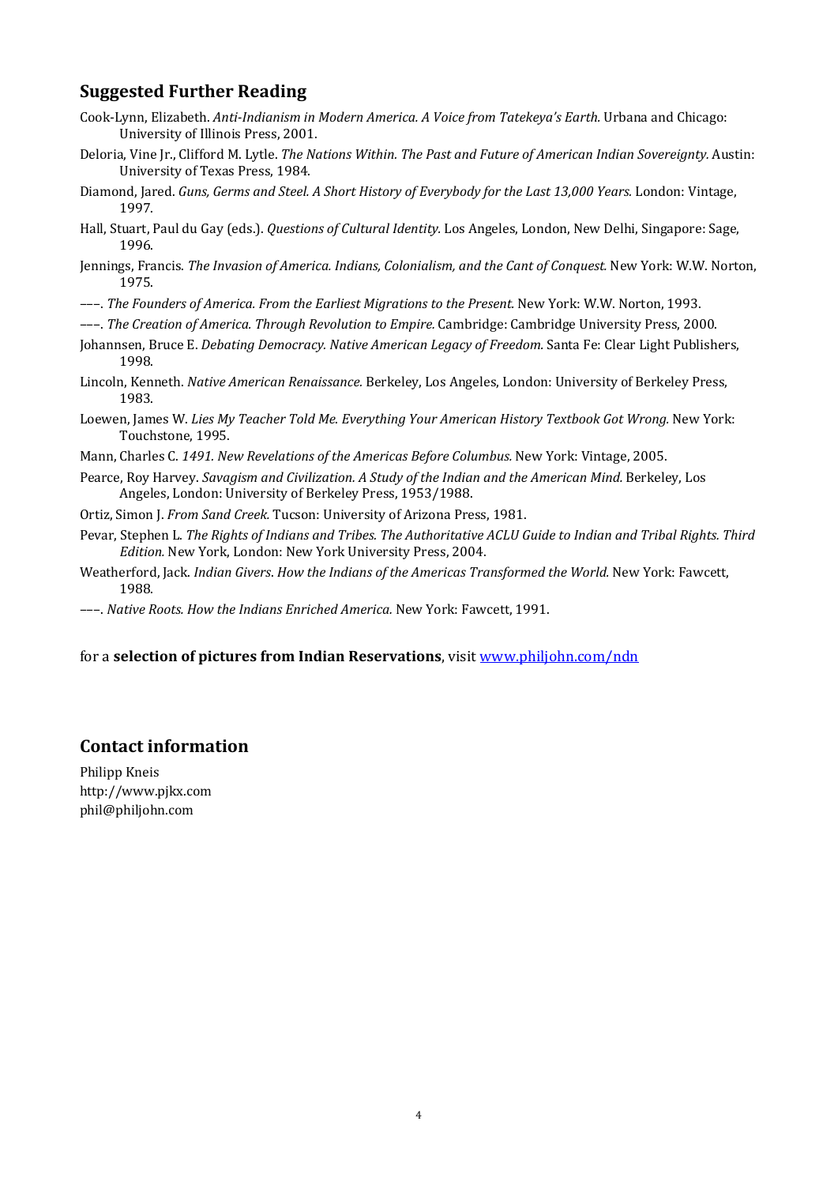## Suggested Further Reading

Cook-Lynn, Elizabeth. *Anti-Indianism in Modern America. A Voice from Tatekeya's Earth.* Urbana and Chicago: University of Illinois Press, 2001.

Deloria, Vine Jr., Clifford M. Lytle. *The Nations Within. The Past and Future of American Indian Sovereignty.* Austin: University of Texas Press, 1984.

Diamond, Jared. *Guns, Germs and Steel. A Short History of Everybody for the Last 13,000 Years.* London: Vintage, 1997.

Hall, Stuart, Paul du Gay (eds.). *Questions of Cultural Identity.* Los Angeles, London, New Delhi, Singapore: Sage, 1996.

Jennings, Francis. *The Invasion of America. Indians, Colonialism, and the Cant of Conquest.* New York: W.W. Norton, 1975.

–––. *The Founders of America. From the Earliest Migrations to the Present.* New York: W.W. Norton, 1993.

–––. *The Creation of America. Through Revolution to Empire.* Cambridge: Cambridge University Press, 2000.

Johannsen, Bruce E. *Debating Democracy. Native American Legacy of Freedom.* Santa Fe: Clear Light Publishers, 1998.

Lincoln, Kenneth. *Native American Renaissance.* Berkeley, Los Angeles, London: University of Berkeley Press, 1983.

Loewen, James W. *Lies My Teacher Told Me. Everything Your American History Textbook Got Wrong.* New York: Touchstone, 1995.

Mann, Charles C. *1491. New Revelations of the Americas Before Columbus.* New York: Vintage, 2005.

Pearce, Roy Harvey. *Savagism and Civilization. A Study of the Indian and the American Mind.* Berkeley, Los Angeles, London: University of Berkeley Press, 1953/1988.

Ortiz, Simon J. *From Sand Creek.* Tucson: University of Arizona Press, 1981.

Pevar, Stephen L. *The Rights of Indians and Tribes. The Authoritative ACLU Guide to Indian and Tribal Rights. Third Edition.* New York, London: New York University Press, 2004.

Weatherford, Jack. *Indian Givers. How the Indians of the Americas Transformed the World.* New York: Fawcett, 1988.

–––. *Native Roots. How the Indians Enriched America.* New York: Fawcett, 1991.

for a **selection of pictures from Indian Reservations**, visit [www.philjohn.com/ndn](http://www.philjohn.com/ndn)

## Contact information

Philipp Kneis
http://www.pjkx.com
phil@philjohn.com